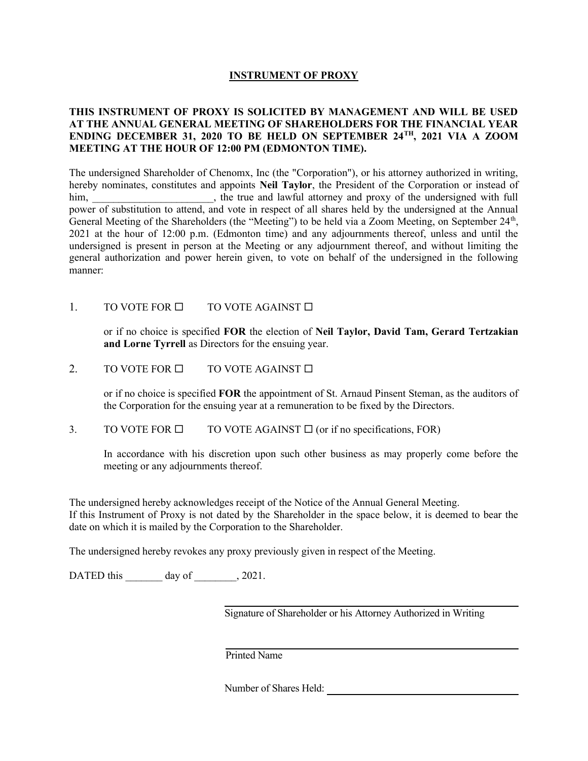# INSTRUMENT OF PROXY

**THIS INSTRUMENT OF PROXY IS SOLICITED BY MANAGEMENT AND WILL BE USED AT THE ANNUAL GENERAL MEETING OF SHAREHOLDERS FOR THE FINANCIAL YEAR ENDING DECEMBER 31, 2020 TO BE HELD ON SEPTEMBER 24TH, 2021 VIA A ZOOM MEETING AT THE HOUR OF 12:00 PM (EDMONTON TIME).**

The undersigned Shareholder of Chenomx, Inc (the "Corporation"), or his attorney authorized in writing, hereby nominates, constitutes and appoints **Neil Taylor**, the President of the Corporation or instead of him, _______________________, the true and lawful attorney and proxy of the undersigned with full power of substitution to attend, and vote in respect of all shares held by the undersigned at the Annual General Meeting of the Shareholders (the "Meeting") to be held via a Zoom Meeting, on September 24th, 2021 at the hour of 12:00 p.m. (Edmonton time) and any adjournments thereof, unless and until the undersigned is present in person at the Meeting or any adjournment thereof, and without limiting the general authorization and power herein given, to vote on behalf of the undersigned in the following manner:

1. TO VOTE FOR ☐ TO VOTE AGAINST ☐

   or if no choice is specified **FOR** the election of **Neil Taylor, David Tam, Gerard Tertzakian and Lorne Tyrrell** as Directors for the ensuing year.

2. TO VOTE FOR ☐ TO VOTE AGAINST ☐

   or if no choice is specified **FOR** the appointment of St. Arnaud Pinsent Steman, as the auditors of the Corporation for the ensuing year at a remuneration to be fixed by the Directors.

3. TO VOTE FOR ☐ TO VOTE AGAINST ☐ (or if no specifications, FOR)

   In accordance with his discretion upon such other business as may properly come before the meeting or any adjournments thereof.

The undersigned hereby acknowledges receipt of the Notice of the Annual General Meeting.
If this Instrument of Proxy is not dated by the Shareholder in the space below, it is deemed to bear the date on which it is mailed by the Corporation to the Shareholder.

The undersigned hereby revokes any proxy previously given in respect of the Meeting.

DATED this _______ day of ________, 2021.

_______________________________________
Signature of Shareholder or his Attorney Authorized in Writing

_______________________________________
Printed Name

Number of Shares Held: _______________________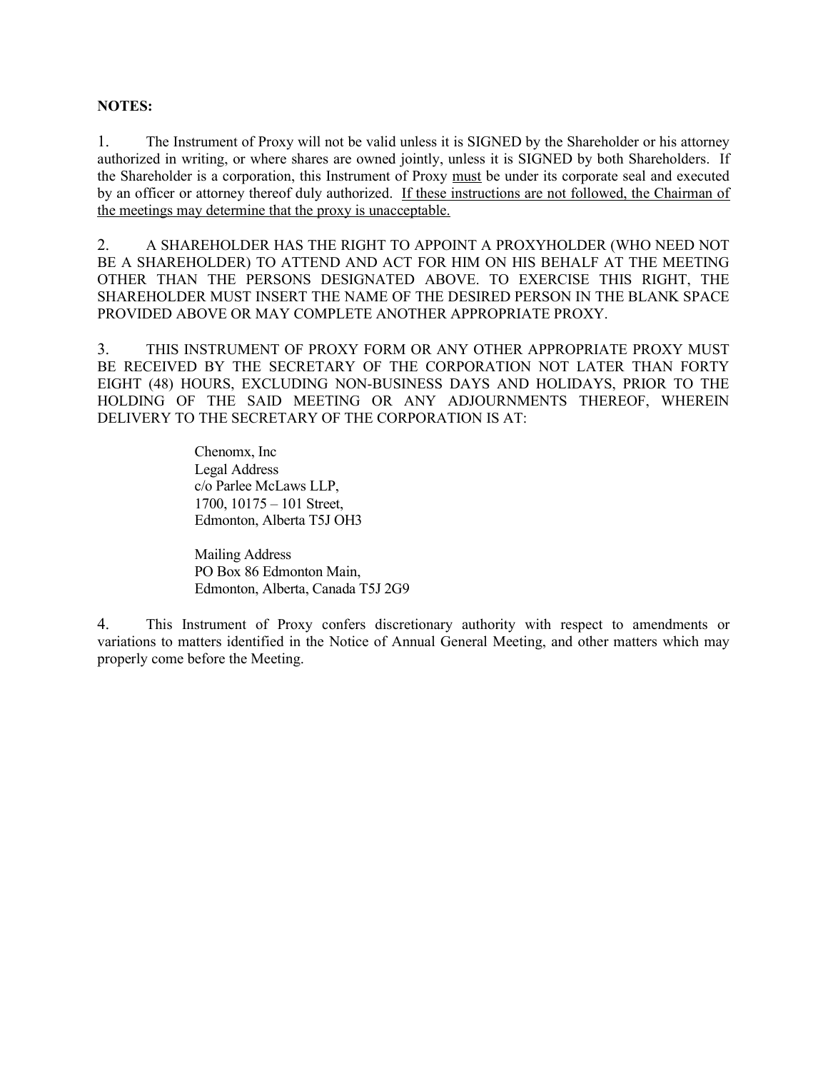**NOTES:**

1. The Instrument of Proxy will not be valid unless it is SIGNED by the Shareholder or his attorney authorized in writing, or where shares are owned jointly, unless it is SIGNED by both Shareholders. If the Shareholder is a corporation, this Instrument of Proxy must be under its corporate seal and executed by an officer or attorney thereof duly authorized. If these instructions are not followed, the Chairman of the meetings may determine that the proxy is unacceptable.

2. A SHAREHOLDER HAS THE RIGHT TO APPOINT A PROXYHOLDER (WHO NEED NOT BE A SHAREHOLDER) TO ATTEND AND ACT FOR HIM ON HIS BEHALF AT THE MEETING OTHER THAN THE PERSONS DESIGNATED ABOVE. TO EXERCISE THIS RIGHT, THE SHAREHOLDER MUST INSERT THE NAME OF THE DESIRED PERSON IN THE BLANK SPACE PROVIDED ABOVE OR MAY COMPLETE ANOTHER APPROPRIATE PROXY.

3. THIS INSTRUMENT OF PROXY FORM OR ANY OTHER APPROPRIATE PROXY MUST BE RECEIVED BY THE SECRETARY OF THE CORPORATION NOT LATER THAN FORTY EIGHT (48) HOURS, EXCLUDING NON-BUSINESS DAYS AND HOLIDAYS, PRIOR TO THE HOLDING OF THE SAID MEETING OR ANY ADJOURNMENTS THEREOF, WHEREIN DELIVERY TO THE SECRETARY OF THE CORPORATION IS AT:

   Chenomx, Inc
   Legal Address
   c/o Parlee McLaws LLP,
   1700, 10175 – 101 Street,
   Edmonton, Alberta T5J OH3

   Mailing Address
   PO Box 86 Edmonton Main,
   Edmonton, Alberta, Canada T5J 2G9

4. This Instrument of Proxy confers discretionary authority with respect to amendments or variations to matters identified in the Notice of Annual General Meeting, and other matters which may properly come before the Meeting.